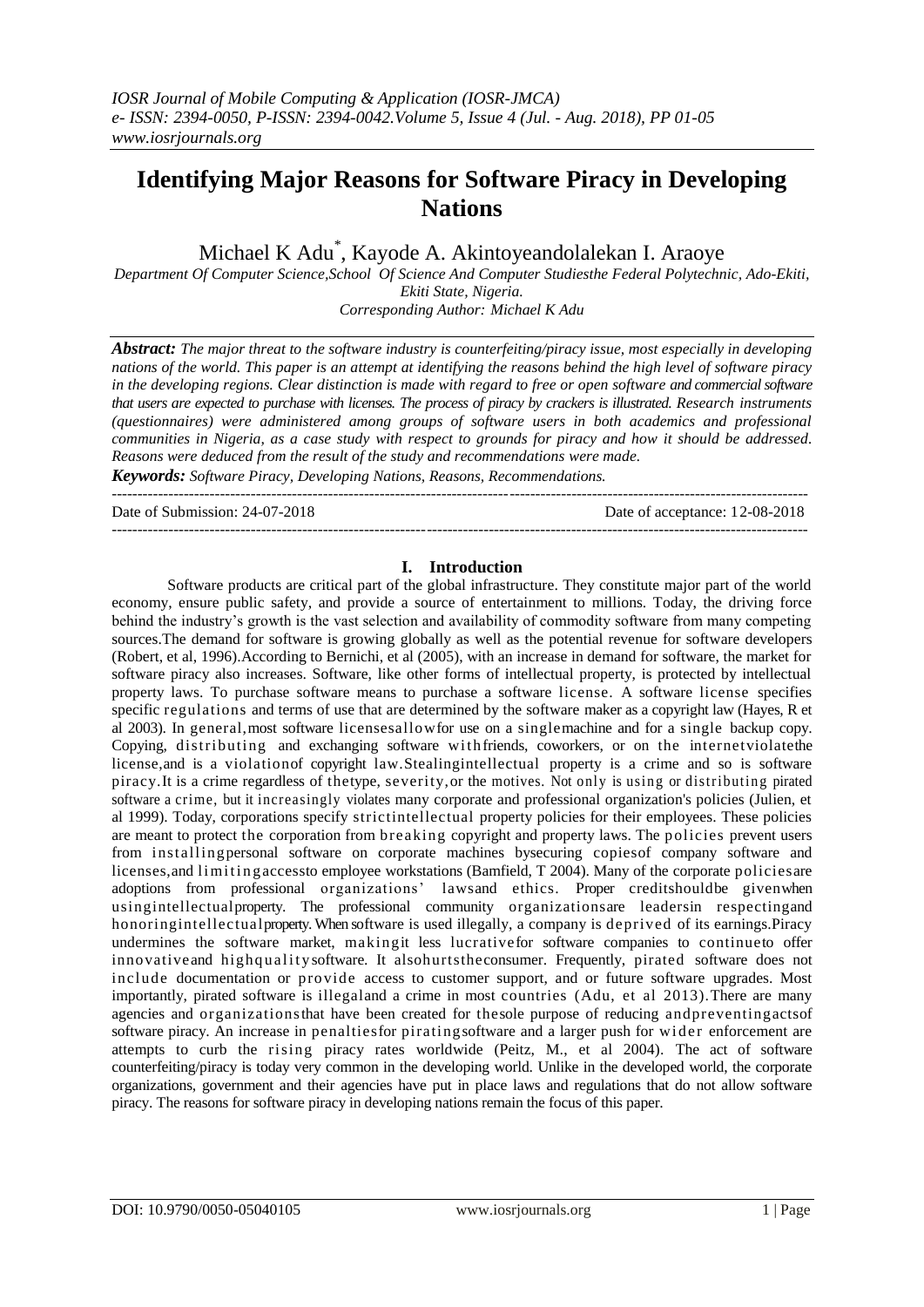# Identifying Major Reasons for Software Piracy in Developing Nations

Michael K Adu*, Kayode A. Akintoyeandolalekan I. Araoye

*Department Of Computer Science,School Of Science And Computer Studiesthe Federal Polytechnic, Ado-Ekiti, Ekiti State, Nigeria.*
*Corresponding Author: Michael K Adu*

***Abstract:*** *The major threat to the software industry is counterfeiting/piracy issue, most especially in developing nations of the world. This paper is an attempt at identifying the reasons behind the high level of software piracy in the developing regions. Clear distinction is made with regard to free or open software and commercial software that users are expected to purchase with licenses. The process of piracy by crackers is illustrated. Research instruments (questionnaires) were administered among groups of software users in both academics and professional communities in Nigeria, as a case study with respect to grounds for piracy and how it should be addressed. Reasons were deduced from the result of the study and recommendations were made.*

***Keywords:*** *Software Piracy, Developing Nations, Reasons, Recommendations.*

---

Date of Submission: 24-07-2018 | Date of acceptance: 12-08-2018

---

## I. Introduction

Software products are critical part of the global infrastructure. They constitute major part of the world economy, ensure public safety, and provide a source of entertainment to millions. Today, the driving force behind the industry's growth is the vast selection and availability of commodity software from many competing sources.The demand for software is growing globally as well as the potential revenue for software developers (Robert, et al, 1996).According to Bernichi, et al (2005), with an increase in demand for software, the market for software piracy also increases. Software, like other forms of intellectual property, is protected by intellectual property laws. To purchase software means to purchase a software license. A software license specifies specific regulations and terms of use that are determined by the software maker as a copyright law (Hayes, R et al 2003). In general,most software licensesallowfor use on a singlemachine and for a single backup copy. Copying, distributing and exchanging software withfriends, coworkers, or on the internetviolatethe license,and is a violationof copyright law.Stealingintellectual property is a crime and so is software piracy.It is a crime regardless of thetype, severity,or the motives. Not only is using or distributing pirated software a crime, but it increasingly violates many corporate and professional organization's policies (Julien, et al 1999). Today, corporations specify strictintellectual property policies for their employees. These policies are meant to protect the corporation from breaking copyright and property laws. The policies prevent users from installingpersonal software on corporate machines bysecuring copiesof company software and licenses,and limitingaccessto employee workstations (Bamfield, T 2004). Many of the corporate policiesare adoptions from professional organizations' lawsand ethics. Proper creditshouldbe givenwhen usingintellectualproperty. The professional community organizationsare leadersin respectingand honoringintellectualproperty. When software is used illegally, a company is deprived of its earnings.Piracy undermines the software market, makingit less lucrativefor software companies to continueto offer innovativeand highqualitysoftware. It alsohurtstheconsumer. Frequently, pirated software does not include documentation or provide access to customer support, and or future software upgrades. Most importantly, pirated software is illegaland a crime in most countries (Adu, et al 2013).There are many agencies and organizationsthat have been created for thesole purpose of reducing andpreventingactsof software piracy. An increase in penaltiesfor piratingsoftware and a larger push for wider enforcement are attempts to curb the rising piracy rates worldwide (Peitz, M., et al 2004). The act of software counterfeiting/piracy is today very common in the developing world. Unlike in the developed world, the corporate organizations, government and their agencies have put in place laws and regulations that do not allow software piracy. The reasons for software piracy in developing nations remain the focus of this paper.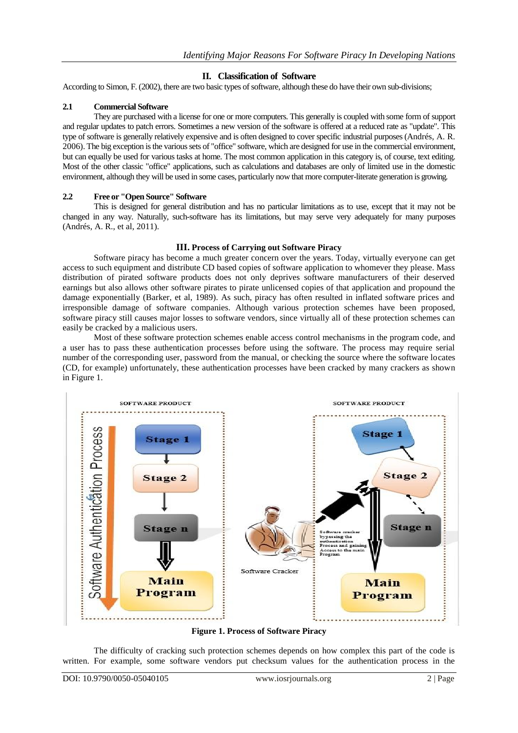## II. Classification of Software

According to Simon, F. (2002), there are two basic types of software, although these do have their own sub-divisions;

### 2.1 Commercial Software

They are purchased with a license for one or more computers. This generally is coupled with some form of support and regular updates to patch errors. Sometimes a new version of the software is offered at a reduced rate as "update". This type of software is generally relatively expensive and is often designed to cover specific industrial purposes (Andrés, A. R. 2006). The big exception is the various sets of "office" software, which are designed for use in the commercial environment, but can equally be used for various tasks at home. The most common application in this category is, of course, text editing. Most of the other classic "office" applications, such as calculations and databases are only of limited use in the domestic environment, although they will be used in some cases, particularly now that more computer-literate generation is growing.

### 2.2 Free or "Open Source" Software

This is designed for general distribution and has no particular limitations as to use, except that it may not be changed in any way. Naturally, such-software has its limitations, but may serve very adequately for many purposes (Andrés, A. R., et al, 2011).

## III. Process of Carrying out Software Piracy

Software piracy has become a much greater concern over the years. Today, virtually everyone can get access to such equipment and distribute CD based copies of software application to whomever they please. Mass distribution of pirated software products does not only deprives software manufacturers of their deserved earnings but also allows other software pirates to pirate unlicensed copies of that application and propound the damage exponentially (Barker, et al, 1989). As such, piracy has often resulted in inflated software prices and irresponsible damage of software companies. Although various protection schemes have been proposed, software piracy still causes major losses to software vendors, since virtually all of these protection schemes can easily be cracked by a malicious users.

Most of these software protection schemes enable access control mechanisms in the program code, and a user has to pass these authentication processes before using the software. The process may require serial number of the corresponding user, password from the manual, or checking the source where the software locates (CD, for example) unfortunately, these authentication processes have been cracked by many crackers as shown in Figure 1.

**Figure 1. Process of Software Piracy**

The difficulty of cracking such protection schemes depends on how complex this part of the code is written. For example, some software vendors put checksum values for the authentication process in the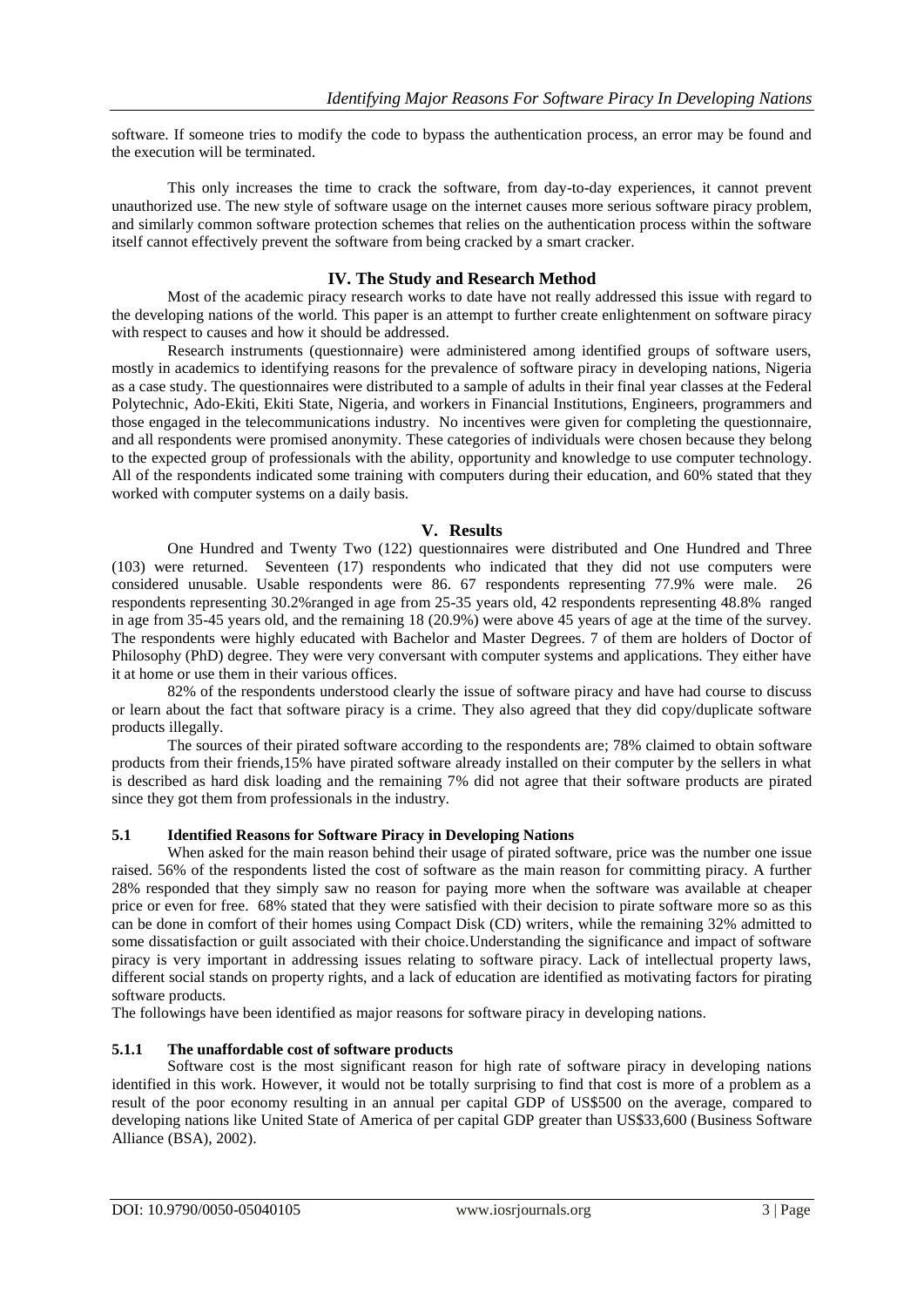software. If someone tries to modify the code to bypass the authentication process, an error may be found and the execution will be terminated.

This only increases the time to crack the software, from day-to-day experiences, it cannot prevent unauthorized use. The new style of software usage on the internet causes more serious software piracy problem, and similarly common software protection schemes that relies on the authentication process within the software itself cannot effectively prevent the software from being cracked by a smart cracker.

## IV. The Study and Research Method

Most of the academic piracy research works to date have not really addressed this issue with regard to the developing nations of the world. This paper is an attempt to further create enlightenment on software piracy with respect to causes and how it should be addressed.

Research instruments (questionnaire) were administered among identified groups of software users, mostly in academics to identifying reasons for the prevalence of software piracy in developing nations, Nigeria as a case study. The questionnaires were distributed to a sample of adults in their final year classes at the Federal Polytechnic, Ado-Ekiti, Ekiti State, Nigeria, and workers in Financial Institutions, Engineers, programmers and those engaged in the telecommunications industry. No incentives were given for completing the questionnaire, and all respondents were promised anonymity. These categories of individuals were chosen because they belong to the expected group of professionals with the ability, opportunity and knowledge to use computer technology. All of the respondents indicated some training with computers during their education, and 60% stated that they worked with computer systems on a daily basis.

## V. Results

One Hundred and Twenty Two (122) questionnaires were distributed and One Hundred and Three (103) were returned. Seventeen (17) respondents who indicated that they did not use computers were considered unusable. Usable respondents were 86. 67 respondents representing 77.9% were male. 26 respondents representing 30.2%ranged in age from 25-35 years old, 42 respondents representing 48.8% ranged in age from 35-45 years old, and the remaining 18 (20.9%) were above 45 years of age at the time of the survey. The respondents were highly educated with Bachelor and Master Degrees. 7 of them are holders of Doctor of Philosophy (PhD) degree. They were very conversant with computer systems and applications. They either have it at home or use them in their various offices.

82% of the respondents understood clearly the issue of software piracy and have had course to discuss or learn about the fact that software piracy is a crime. They also agreed that they did copy/duplicate software products illegally.

The sources of their pirated software according to the respondents are; 78% claimed to obtain software products from their friends,15% have pirated software already installed on their computer by the sellers in what is described as hard disk loading and the remaining 7% did not agree that their software products are pirated since they got them from professionals in the industry.

### 5.1 Identified Reasons for Software Piracy in Developing Nations

When asked for the main reason behind their usage of pirated software, price was the number one issue raised. 56% of the respondents listed the cost of software as the main reason for committing piracy. A further 28% responded that they simply saw no reason for paying more when the software was available at cheaper price or even for free. 68% stated that they were satisfied with their decision to pirate software more so as this can be done in comfort of their homes using Compact Disk (CD) writers, while the remaining 32% admitted to some dissatisfaction or guilt associated with their choice.Understanding the significance and impact of software piracy is very important in addressing issues relating to software piracy. Lack of intellectual property laws, different social stands on property rights, and a lack of education are identified as motivating factors for pirating software products.

The followings have been identified as major reasons for software piracy in developing nations.

#### 5.1.1 The unaffordable cost of software products

Software cost is the most significant reason for high rate of software piracy in developing nations identified in this work. However, it would not be totally surprising to find that cost is more of a problem as a result of the poor economy resulting in an annual per capital GDP of US$500 on the average, compared to developing nations like United State of America of per capital GDP greater than US$33,600 (Business Software Alliance (BSA), 2002).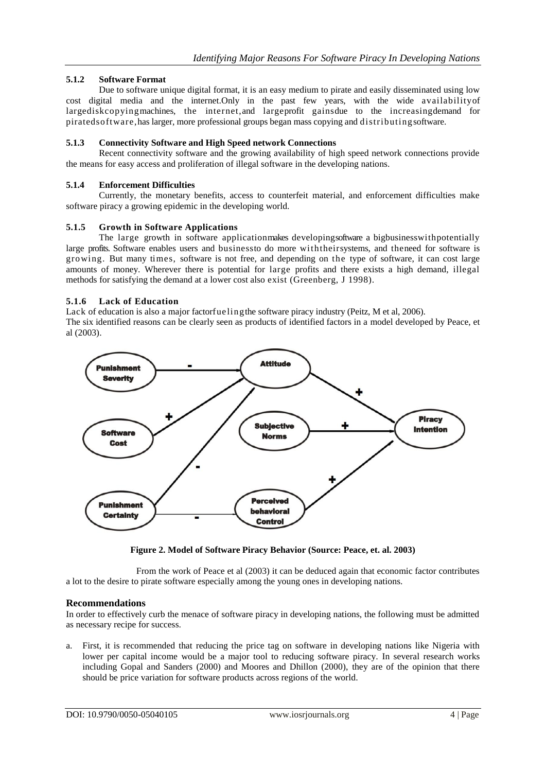### 5.1.2 Software Format

Due to software unique digital format, it is an easy medium to pirate and easily disseminated using low cost digital media and the internet.Only in the past few years, with the wide availabilityof largediskcopyingmachines, the internet,and largeprofit gainsdue to the increasingdemand for piratedsoftware,has larger, more professional groups began mass copying and distributingsoftware.

### 5.1.3 Connectivity Software and High Speed network Connections

Recent connectivity software and the growing availability of high speed network connections provide the means for easy access and proliferation of illegal software in the developing nations.

### 5.1.4 Enforcement Difficulties

Currently, the monetary benefits, access to counterfeit material, and enforcement difficulties make software piracy a growing epidemic in the developing world.

### 5.1.5 Growth in Software Applications

The large growth in software applicationmakes developingsoftware a bigbusinesswithpotentially large profits. Software enables users and businessto do more withtheirsystems, and theneed for software is growing. But many times, software is not free, and depending on the type of software, it can cost large amounts of money. Wherever there is potential for large profits and there exists a high demand, illegal methods for satisfying the demand at a lower cost also exist (Greenberg, J 1998).

### 5.1.6 Lack of Education

Lack of education is also a major factorfuelingthe software piracy industry (Peitz, M et al, 2006).

The six identified reasons can be clearly seen as products of identified factors in a model developed by Peace, et al (2003).

**Figure 2. Model of Software Piracy Behavior (Source: Peace, et. al. 2003)**

From the work of Peace et al (2003) it can be deduced again that economic factor contributes a lot to the desire to pirate software especially among the young ones in developing nations.

## Recommendations

In order to effectively curb the menace of software piracy in developing nations, the following must be admitted as necessary recipe for success.

a. First, it is recommended that reducing the price tag on software in developing nations like Nigeria with lower per capital income would be a major tool to reducing software piracy. In several research works including Gopal and Sanders (2000) and Moores and Dhillon (2000), they are of the opinion that there should be price variation for software products across regions of the world.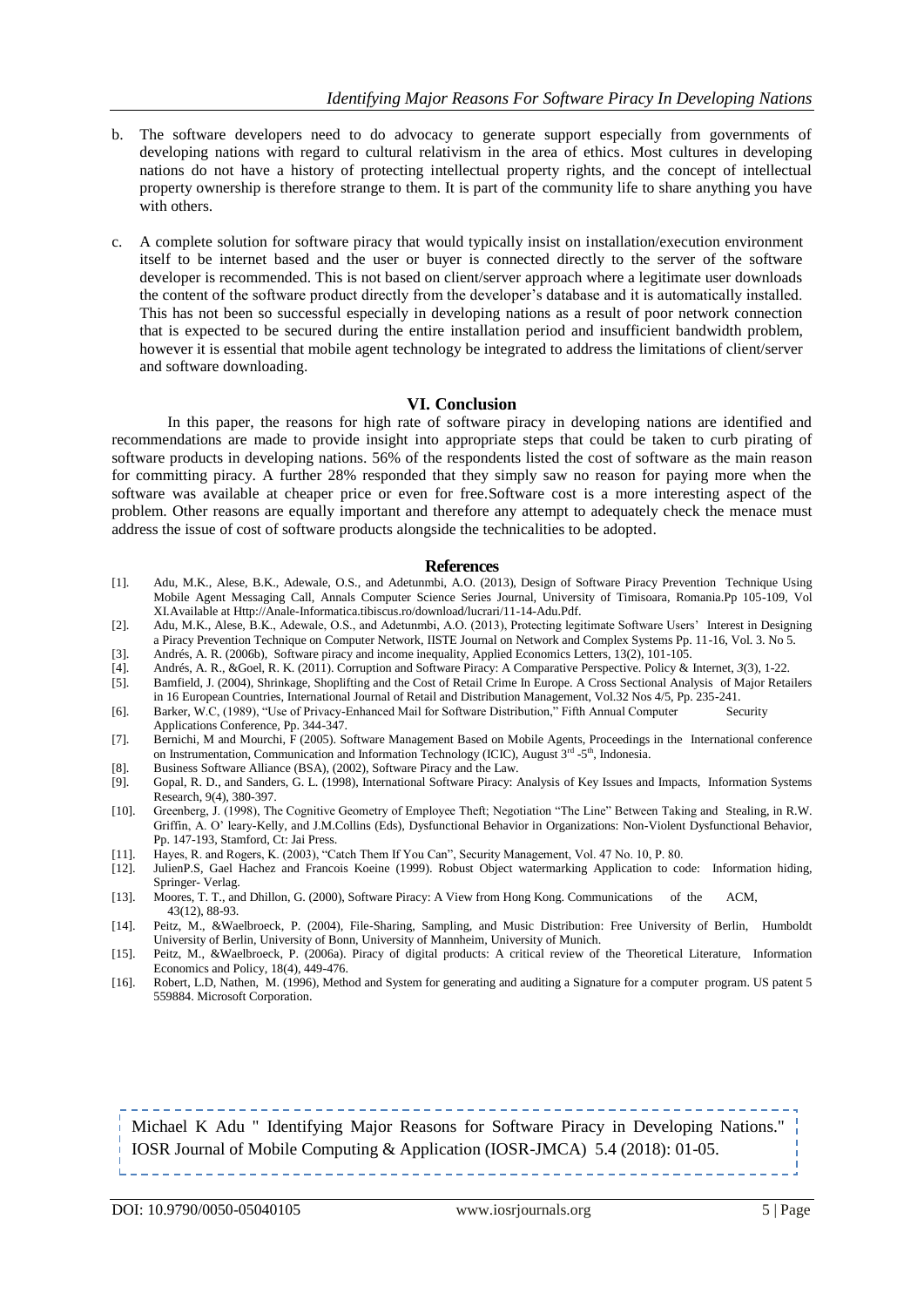b. The software developers need to do advocacy to generate support especially from governments of developing nations with regard to cultural relativism in the area of ethics. Most cultures in developing nations do not have a history of protecting intellectual property rights, and the concept of intellectual property ownership is therefore strange to them. It is part of the community life to share anything you have with others.

c. A complete solution for software piracy that would typically insist on installation/execution environment itself to be internet based and the user or buyer is connected directly to the server of the software developer is recommended. This is not based on client/server approach where a legitimate user downloads the content of the software product directly from the developer's database and it is automatically installed. This has not been so successful especially in developing nations as a result of poor network connection that is expected to be secured during the entire installation period and insufficient bandwidth problem, however it is essential that mobile agent technology be integrated to address the limitations of client/server and software downloading.

## VI. Conclusion

In this paper, the reasons for high rate of software piracy in developing nations are identified and recommendations are made to provide insight into appropriate steps that could be taken to curb pirating of software products in developing nations. 56% of the respondents listed the cost of software as the main reason for committing piracy. A further 28% responded that they simply saw no reason for paying more when the software was available at cheaper price or even for free.Software cost is a more interesting aspect of the problem. Other reasons are equally important and therefore any attempt to adequately check the menace must address the issue of cost of software products alongside the technicalities to be adopted.

## References

[1]. Adu, M.K., Alese, B.K., Adewale, O.S., and Adetunmbi, A.O. (2013), Design of Software Piracy Prevention Technique Using Mobile Agent Messaging Call, Annals Computer Science Series Journal, University of Timisoara, Romania.Pp 105-109, Vol XI.Available at Http://Anale-Informatica.tibiscus.ro/download/lucrari/11-14-Adu.Pdf.

[2]. Adu, M.K., Alese, B.K., Adewale, O.S., and Adetunmbi, A.O. (2013), Protecting legitimate Software Users' Interest in Designing a Piracy Prevention Technique on Computer Network, IISTE Journal on Network and Complex Systems Pp. 11-16, Vol. 3. No 5.

[3]. Andrés, A. R. (2006b), Software piracy and income inequality, Applied Economics Letters, 13(2), 101-105.

[4]. Andrés, A. R., &Goel, R. K. (2011). Corruption and Software Piracy: A Comparative Perspective. Policy & Internet, *3*(3), 1-22.

[5]. Bamfield, J. (2004), Shrinkage, Shoplifting and the Cost of Retail Crime In Europe. A Cross Sectional Analysis of Major Retailers in 16 European Countries, International Journal of Retail and Distribution Management, Vol.32 Nos 4/5, Pp. 235-241.

[6]. Barker, W.C, (1989), "Use of Privacy-Enhanced Mail for Software Distribution," Fifth Annual Computer Security Applications Conference, Pp. 344-347.

[7]. Bernichi, M and Mourchi, F (2005). Software Management Based on Mobile Agents, Proceedings in the International conference on Instrumentation, Communication and Information Technology (ICIC), August 3rd -5th, Indonesia.

[8]. Business Software Alliance (BSA), (2002), Software Piracy and the Law.

[9]. Gopal, R. D., and Sanders, G. L. (1998), International Software Piracy: Analysis of Key Issues and Impacts, Information Systems Research, 9(4), 380-397.

[10]. Greenberg, J. (1998), The Cognitive Geometry of Employee Theft; Negotiation "The Line" Between Taking and Stealing, in R.W. Griffin, A. O' leary-Kelly, and J.M.Collins (Eds), Dysfunctional Behavior in Organizations: Non-Violent Dysfunctional Behavior, Pp. 147-193, Stamford, Ct: Jai Press.

[11]. Hayes, R. and Rogers, K. (2003), "Catch Them If You Can", Security Management, Vol. 47 No. 10, P. 80.

[12]. JulienP.S, Gael Hachez and Francois Koeine (1999). Robust Object watermarking Application to code: Information hiding, Springer- Verlag.

[13]. Moores, T. T., and Dhillon, G. (2000), Software Piracy: A View from Hong Kong. Communications of the ACM, 43(12), 88-93.

[14]. Peitz, M., &Waelbroeck, P. (2004), File-Sharing, Sampling, and Music Distribution: Free University of Berlin, Humboldt University of Berlin, University of Bonn, University of Mannheim, University of Munich.

[15]. Peitz, M., &Waelbroeck, P. (2006a). Piracy of digital products: A critical review of the Theoretical Literature, Information Economics and Policy, 18(4), 449-476.

[16]. Robert, L.D, Nathen, M. (1996), Method and System for generating and auditing a Signature for a computer program. US patent 5 559884. Microsoft Corporation.

Michael K Adu " Identifying Major Reasons for Software Piracy in Developing Nations." IOSR Journal of Mobile Computing & Application (IOSR-JMCA) 5.4 (2018): 01-05.